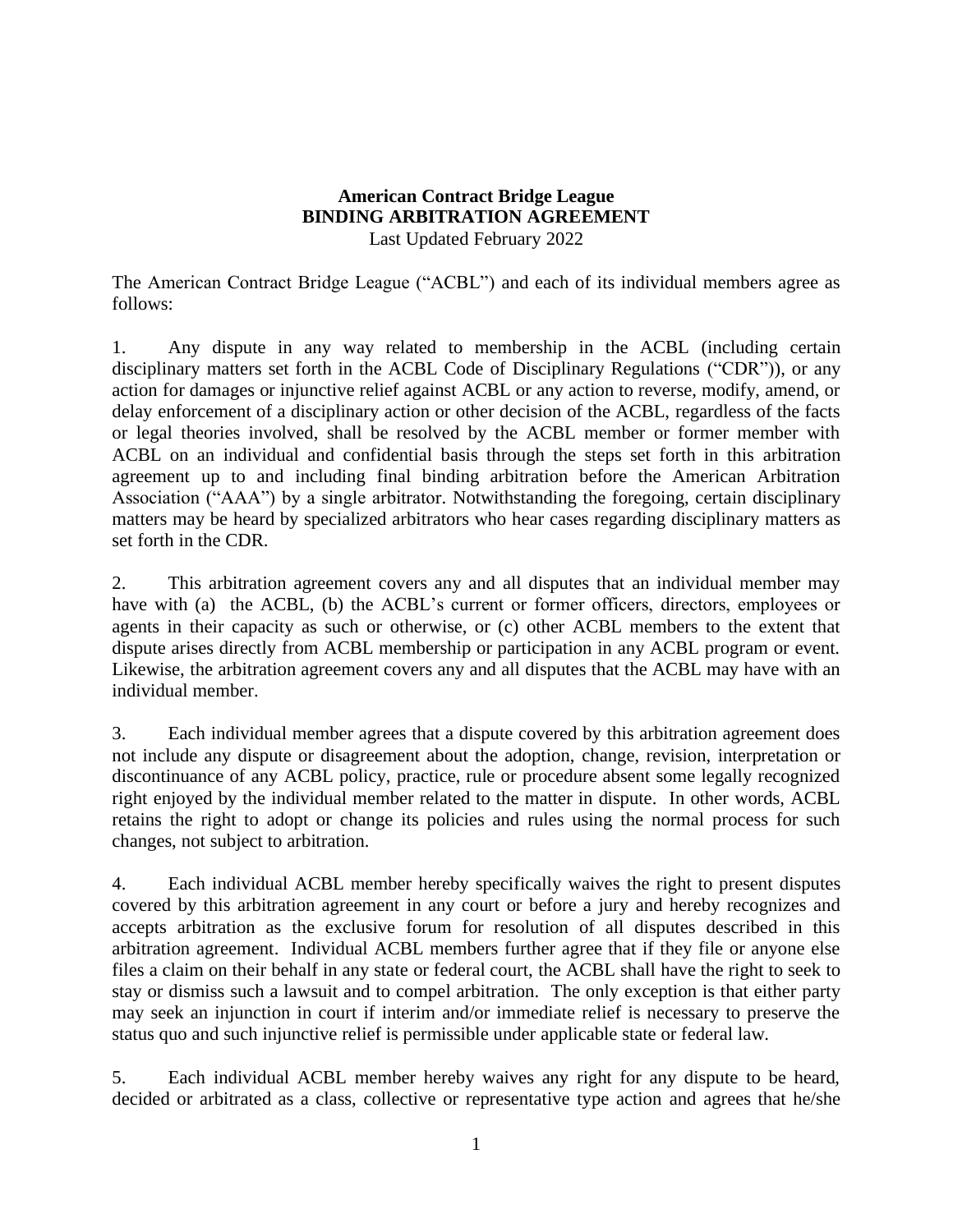**American Contract Bridge League**
**BINDING ARBITRATION AGREEMENT**
Last Updated February 2022

The American Contract Bridge League ("ACBL") and each of its individual members agree as follows:

1. Any dispute in any way related to membership in the ACBL (including certain disciplinary matters set forth in the ACBL Code of Disciplinary Regulations ("CDR")), or any action for damages or injunctive relief against ACBL or any action to reverse, modify, amend, or delay enforcement of a disciplinary action or other decision of the ACBL, regardless of the facts or legal theories involved, shall be resolved by the ACBL member or former member with ACBL on an individual and confidential basis through the steps set forth in this arbitration agreement up to and including final binding arbitration before the American Arbitration Association ("AAA") by a single arbitrator. Notwithstanding the foregoing, certain disciplinary matters may be heard by specialized arbitrators who hear cases regarding disciplinary matters as set forth in the CDR.

2. This arbitration agreement covers any and all disputes that an individual member may have with (a) the ACBL, (b) the ACBL's current or former officers, directors, employees or agents in their capacity as such or otherwise, or (c) other ACBL members to the extent that dispute arises directly from ACBL membership or participation in any ACBL program or event. Likewise, the arbitration agreement covers any and all disputes that the ACBL may have with an individual member.

3. Each individual member agrees that a dispute covered by this arbitration agreement does not include any dispute or disagreement about the adoption, change, revision, interpretation or discontinuance of any ACBL policy, practice, rule or procedure absent some legally recognized right enjoyed by the individual member related to the matter in dispute. In other words, ACBL retains the right to adopt or change its policies and rules using the normal process for such changes, not subject to arbitration.

4. Each individual ACBL member hereby specifically waives the right to present disputes covered by this arbitration agreement in any court or before a jury and hereby recognizes and accepts arbitration as the exclusive forum for resolution of all disputes described in this arbitration agreement. Individual ACBL members further agree that if they file or anyone else files a claim on their behalf in any state or federal court, the ACBL shall have the right to seek to stay or dismiss such a lawsuit and to compel arbitration. The only exception is that either party may seek an injunction in court if interim and/or immediate relief is necessary to preserve the status quo and such injunctive relief is permissible under applicable state or federal law.

5. Each individual ACBL member hereby waives any right for any dispute to be heard, decided or arbitrated as a class, collective or representative type action and agrees that he/she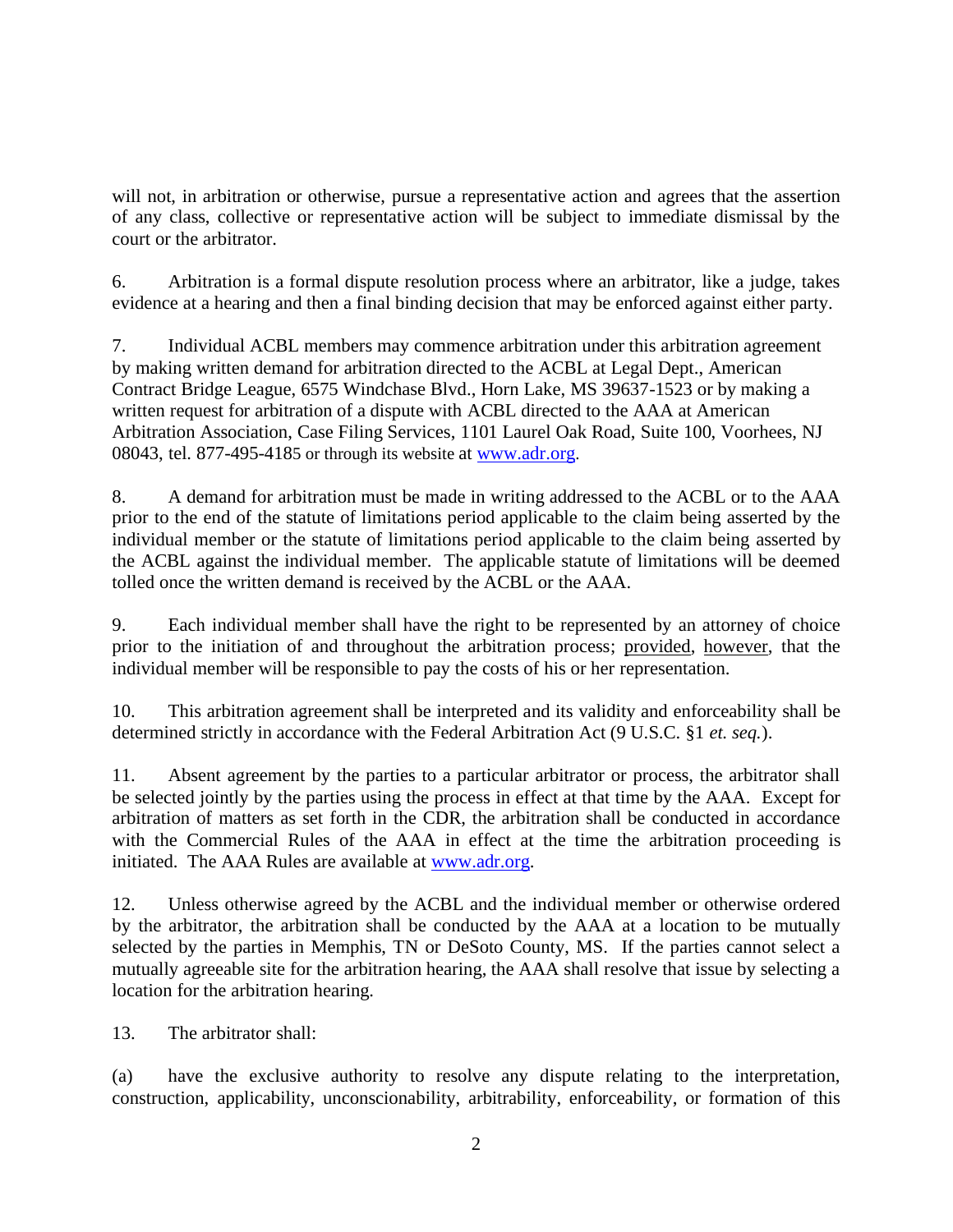will not, in arbitration or otherwise, pursue a representative action and agrees that the assertion of any class, collective or representative action will be subject to immediate dismissal by the court or the arbitrator.

6. Arbitration is a formal dispute resolution process where an arbitrator, like a judge, takes evidence at a hearing and then a final binding decision that may be enforced against either party.

7. Individual ACBL members may commence arbitration under this arbitration agreement by making written demand for arbitration directed to the ACBL at Legal Dept., American Contract Bridge League, 6575 Windchase Blvd., Horn Lake, MS 39637-1523 or by making a written request for arbitration of a dispute with ACBL directed to the AAA at American Arbitration Association, Case Filing Services, 1101 Laurel Oak Road, Suite 100, Voorhees, NJ 08043, tel. 877-495-4185 or through its website at [www.adr.org](http://www.adr.org).

8. A demand for arbitration must be made in writing addressed to the ACBL or to the AAA prior to the end of the statute of limitations period applicable to the claim being asserted by the individual member or the statute of limitations period applicable to the claim being asserted by the ACBL against the individual member. The applicable statute of limitations will be deemed tolled once the written demand is received by the ACBL or the AAA.

9. Each individual member shall have the right to be represented by an attorney of choice prior to the initiation of and throughout the arbitration process; <u>provided</u>, <u>however</u>, that the individual member will be responsible to pay the costs of his or her representation.

10. This arbitration agreement shall be interpreted and its validity and enforceability shall be determined strictly in accordance with the Federal Arbitration Act (9 U.S.C. §1 *et. seq.*).

11. Absent agreement by the parties to a particular arbitrator or process, the arbitrator shall be selected jointly by the parties using the process in effect at that time by the AAA. Except for arbitration of matters as set forth in the CDR, the arbitration shall be conducted in accordance with the Commercial Rules of the AAA in effect at the time the arbitration proceeding is initiated. The AAA Rules are available at [www.adr.org](http://www.adr.org).

12. Unless otherwise agreed by the ACBL and the individual member or otherwise ordered by the arbitrator, the arbitration shall be conducted by the AAA at a location to be mutually selected by the parties in Memphis, TN or DeSoto County, MS. If the parties cannot select a mutually agreeable site for the arbitration hearing, the AAA shall resolve that issue by selecting a location for the arbitration hearing.

13. The arbitrator shall:

(a) have the exclusive authority to resolve any dispute relating to the interpretation, construction, applicability, unconscionability, arbitrability, enforceability, or formation of this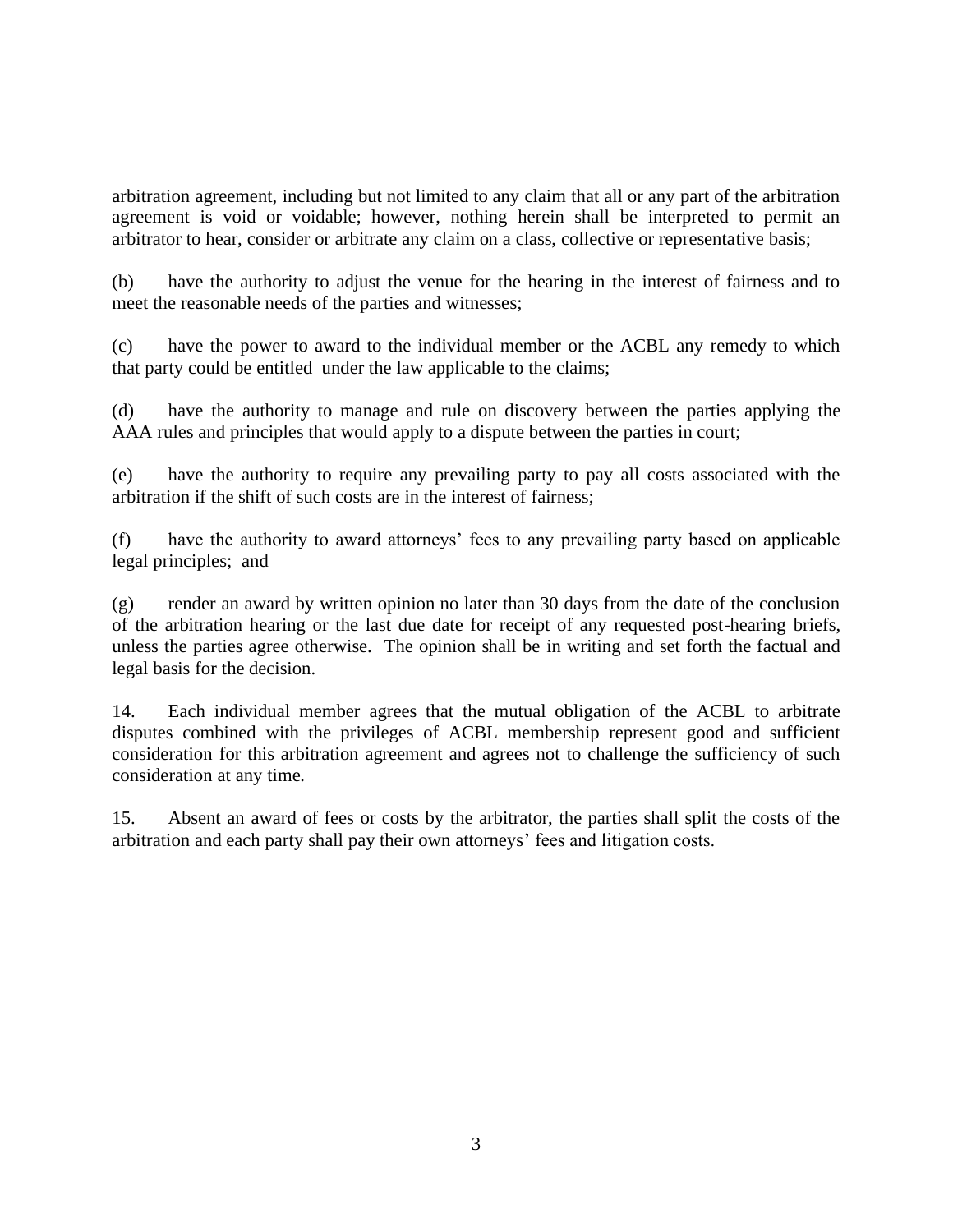arbitration agreement, including but not limited to any claim that all or any part of the arbitration agreement is void or voidable; however, nothing herein shall be interpreted to permit an arbitrator to hear, consider or arbitrate any claim on a class, collective or representative basis;

(b) have the authority to adjust the venue for the hearing in the interest of fairness and to meet the reasonable needs of the parties and witnesses;

(c) have the power to award to the individual member or the ACBL any remedy to which that party could be entitled under the law applicable to the claims;

(d) have the authority to manage and rule on discovery between the parties applying the AAA rules and principles that would apply to a dispute between the parties in court;

(e) have the authority to require any prevailing party to pay all costs associated with the arbitration if the shift of such costs are in the interest of fairness;

(f) have the authority to award attorneys' fees to any prevailing party based on applicable legal principles; and

(g) render an award by written opinion no later than 30 days from the date of the conclusion of the arbitration hearing or the last due date for receipt of any requested post-hearing briefs, unless the parties agree otherwise. The opinion shall be in writing and set forth the factual and legal basis for the decision.

14. Each individual member agrees that the mutual obligation of the ACBL to arbitrate disputes combined with the privileges of ACBL membership represent good and sufficient consideration for this arbitration agreement and agrees not to challenge the sufficiency of such consideration at any time.

15. Absent an award of fees or costs by the arbitrator, the parties shall split the costs of the arbitration and each party shall pay their own attorneys' fees and litigation costs.